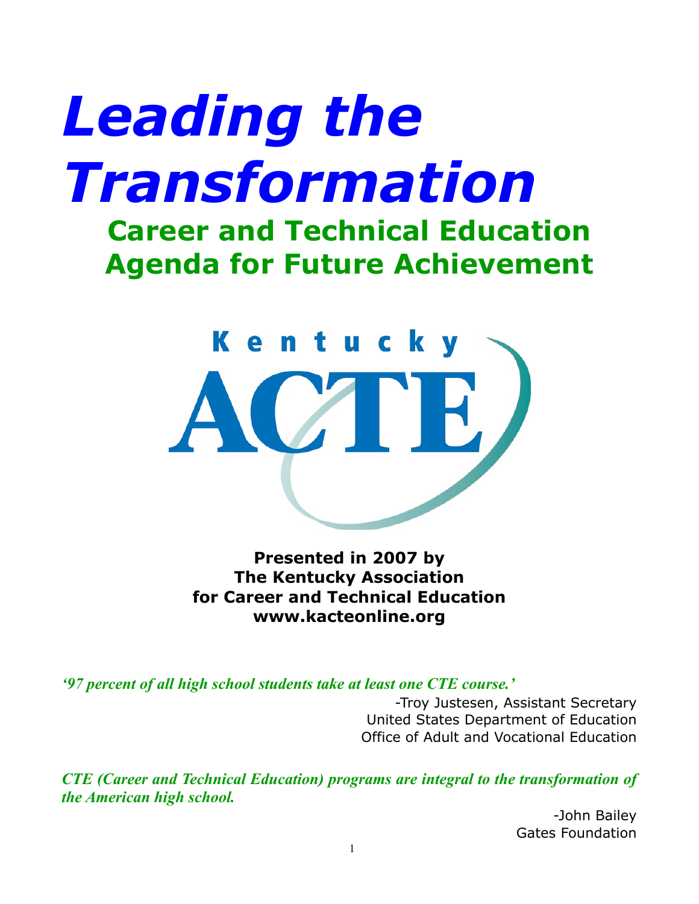# *Leading the Transformation*

## Career and Technical Education Agenda for Future Achievement

Kentucky ACTE

**Presented in 2007 by**
**The Kentucky Association**
**for Career and Technical Education**
**www.kacteonline.org**

***'97 percent of all high school students take at least one CTE course.'***

-Troy Justesen, Assistant Secretary
United States Department of Education
Office of Adult and Vocational Education

***CTE (Career and Technical Education) programs are integral to the transformation of the American high school.***

-John Bailey
Gates Foundation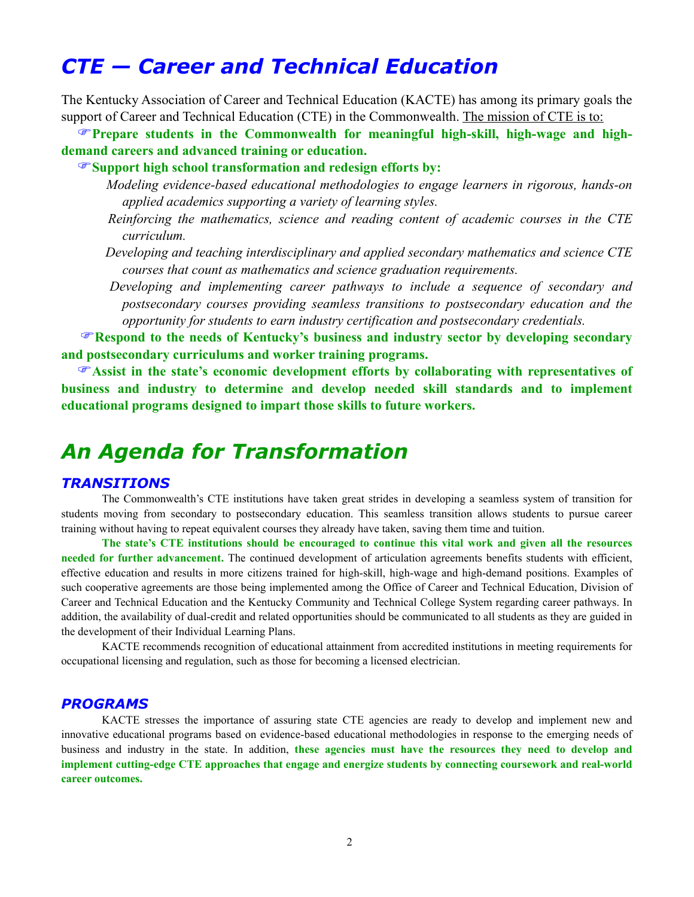# CTE — Career and Technical Education

The Kentucky Association of Career and Technical Education (KACTE) has among its primary goals the support of Career and Technical Education (CTE) in the Commonwealth. The mission of CTE is to:

- **Prepare students in the Commonwealth for meaningful high-skill, high-wage and high-demand careers and advanced training or education.**
- **Support high school transformation and redesign efforts by:**
  - *Modeling evidence-based educational methodologies to engage learners in rigorous, hands-on applied academics supporting a variety of learning styles.*
  - *Reinforcing the mathematics, science and reading content of academic courses in the CTE curriculum.*
  - *Developing and teaching interdisciplinary and applied secondary mathematics and science CTE courses that count as mathematics and science graduation requirements.*
  - *Developing and implementing career pathways to include a sequence of secondary and postsecondary courses providing seamless transitions to postsecondary education and the opportunity for students to earn industry certification and postsecondary credentials.*
- **Respond to the needs of Kentucky's business and industry sector by developing secondary and postsecondary curriculums and worker training programs.**
- **Assist in the state's economic development efforts by collaborating with representatives of business and industry to determine and develop needed skill standards and to implement educational programs designed to impart those skills to future workers.**

# An Agenda for Transformation

## TRANSITIONS

The Commonwealth's CTE institutions have taken great strides in developing a seamless system of transition for students moving from secondary to postsecondary education. This seamless transition allows students to pursue career training without having to repeat equivalent courses they already have taken, saving them time and tuition.

**The state's CTE institutions should be encouraged to continue this vital work and given all the resources needed for further advancement.** The continued development of articulation agreements benefits students with efficient, effective education and results in more citizens trained for high-skill, high-wage and high-demand positions. Examples of such cooperative agreements are those being implemented among the Office of Career and Technical Education, Division of Career and Technical Education and the Kentucky Community and Technical College System regarding career pathways. In addition, the availability of dual-credit and related opportunities should be communicated to all students as they are guided in the development of their Individual Learning Plans.

KACTE recommends recognition of educational attainment from accredited institutions in meeting requirements for occupational licensing and regulation, such as those for becoming a licensed electrician.

## PROGRAMS

KACTE stresses the importance of assuring state CTE agencies are ready to develop and implement new and innovative educational programs based on evidence-based educational methodologies in response to the emerging needs of business and industry in the state. In addition, **these agencies must have the resources they need to develop and implement cutting-edge CTE approaches that engage and energize students by connecting coursework and real-world career outcomes.**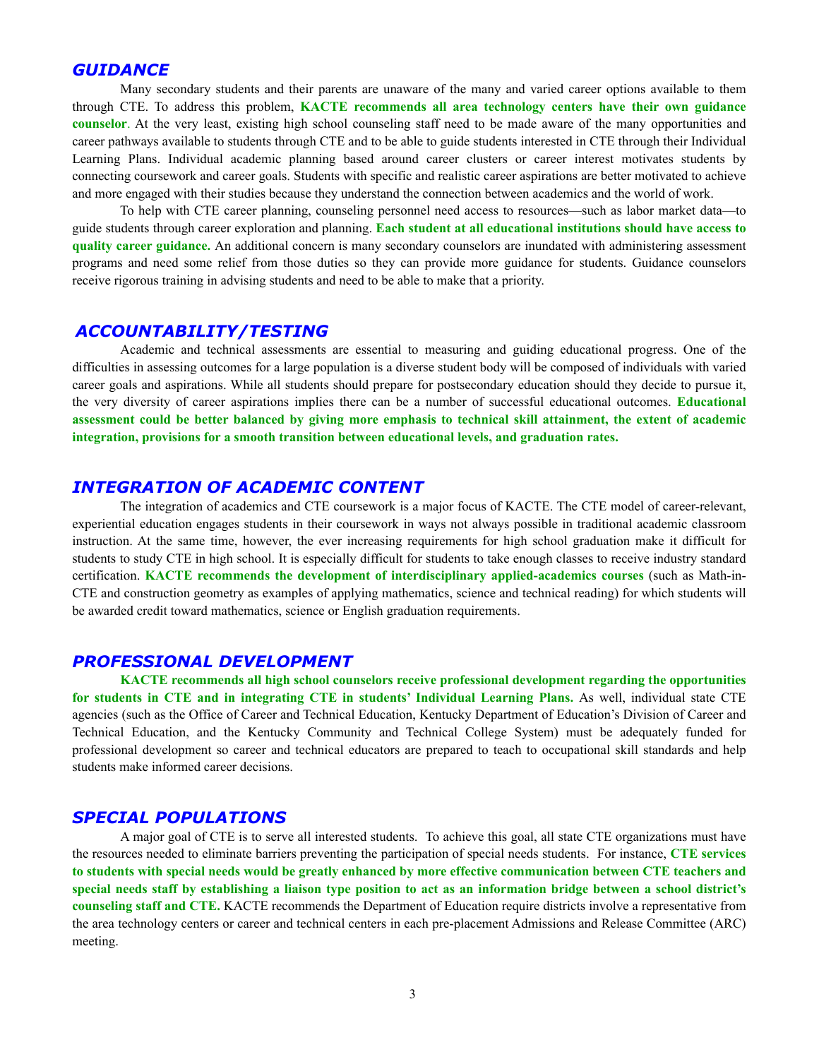## *GUIDANCE*

Many secondary students and their parents are unaware of the many and varied career options available to them through CTE. To address this problem, **KACTE recommends all area technology centers have their own guidance counselor**. At the very least, existing high school counseling staff need to be made aware of the many opportunities and career pathways available to students through CTE and to be able to guide students interested in CTE through their Individual Learning Plans. Individual academic planning based around career clusters or career interest motivates students by connecting coursework and career goals. Students with specific and realistic career aspirations are better motivated to achieve and more engaged with their studies because they understand the connection between academics and the world of work.

To help with CTE career planning, counseling personnel need access to resources—such as labor market data—to guide students through career exploration and planning. **Each student at all educational institutions should have access to quality career guidance.** An additional concern is many secondary counselors are inundated with administering assessment programs and need some relief from those duties so they can provide more guidance for students. Guidance counselors receive rigorous training in advising students and need to be able to make that a priority.

## *ACCOUNTABILITY/TESTING*

Academic and technical assessments are essential to measuring and guiding educational progress. One of the difficulties in assessing outcomes for a large population is a diverse student body will be composed of individuals with varied career goals and aspirations. While all students should prepare for postsecondary education should they decide to pursue it, the very diversity of career aspirations implies there can be a number of successful educational outcomes. **Educational assessment could be better balanced by giving more emphasis to technical skill attainment, the extent of academic integration, provisions for a smooth transition between educational levels, and graduation rates.**

## *INTEGRATION OF ACADEMIC CONTENT*

The integration of academics and CTE coursework is a major focus of KACTE. The CTE model of career-relevant, experiential education engages students in their coursework in ways not always possible in traditional academic classroom instruction. At the same time, however, the ever increasing requirements for high school graduation make it difficult for students to study CTE in high school. It is especially difficult for students to take enough classes to receive industry standard certification. **KACTE recommends the development of interdisciplinary applied-academics courses** (such as Math-in-CTE and construction geometry as examples of applying mathematics, science and technical reading) for which students will be awarded credit toward mathematics, science or English graduation requirements.

## *PROFESSIONAL DEVELOPMENT*

**KACTE recommends all high school counselors receive professional development regarding the opportunities for students in CTE and in integrating CTE in students' Individual Learning Plans.** As well, individual state CTE agencies (such as the Office of Career and Technical Education, Kentucky Department of Education's Division of Career and Technical Education, and the Kentucky Community and Technical College System) must be adequately funded for professional development so career and technical educators are prepared to teach to occupational skill standards and help students make informed career decisions.

## *SPECIAL POPULATIONS*

A major goal of CTE is to serve all interested students. To achieve this goal, all state CTE organizations must have the resources needed to eliminate barriers preventing the participation of special needs students. For instance, **CTE services to students with special needs would be greatly enhanced by more effective communication between CTE teachers and special needs staff by establishing a liaison type position to act as an information bridge between a school district's counseling staff and CTE.** KACTE recommends the Department of Education require districts involve a representative from the area technology centers or career and technical centers in each pre-placement Admissions and Release Committee (ARC) meeting.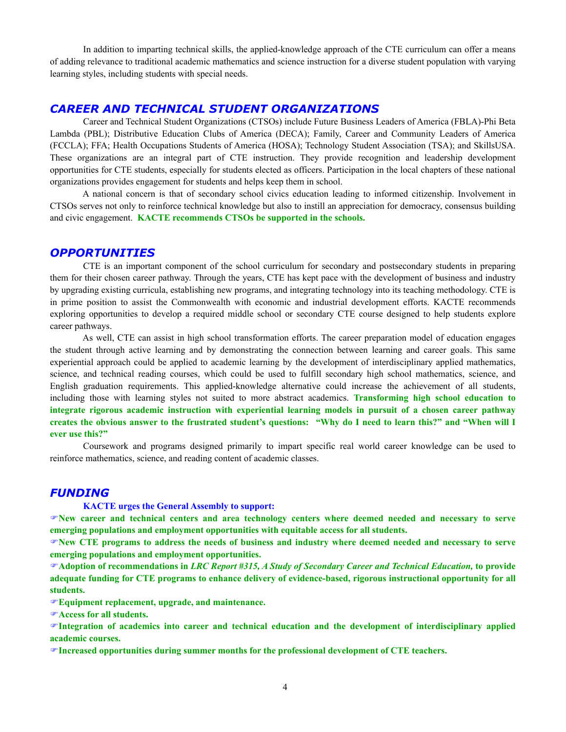In addition to imparting technical skills, the applied-knowledge approach of the CTE curriculum can offer a means of adding relevance to traditional academic mathematics and science instruction for a diverse student population with varying learning styles, including students with special needs.

## *CAREER AND TECHNICAL STUDENT ORGANIZATIONS*

Career and Technical Student Organizations (CTSOs) include Future Business Leaders of America (FBLA)-Phi Beta Lambda (PBL); Distributive Education Clubs of America (DECA); Family, Career and Community Leaders of America (FCCLA); FFA; Health Occupations Students of America (HOSA); Technology Student Association (TSA); and SkillsUSA. These organizations are an integral part of CTE instruction. They provide recognition and leadership development opportunities for CTE students, especially for students elected as officers. Participation in the local chapters of these national organizations provides engagement for students and helps keep them in school.

A national concern is that of secondary school civics education leading to informed citizenship. Involvement in CTSOs serves not only to reinforce technical knowledge but also to instill an appreciation for democracy, consensus building and civic engagement. **KACTE recommends CTSOs be supported in the schools.**

## *OPPORTUNITIES*

CTE is an important component of the school curriculum for secondary and postsecondary students in preparing them for their chosen career pathway. Through the years, CTE has kept pace with the development of business and industry by upgrading existing curricula, establishing new programs, and integrating technology into its teaching methodology. CTE is in prime position to assist the Commonwealth with economic and industrial development efforts. KACTE recommends exploring opportunities to develop a required middle school or secondary CTE course designed to help students explore career pathways.

As well, CTE can assist in high school transformation efforts. The career preparation model of education engages the student through active learning and by demonstrating the connection between learning and career goals. This same experiential approach could be applied to academic learning by the development of interdisciplinary applied mathematics, science, and technical reading courses, which could be used to fulfill secondary high school mathematics, science, and English graduation requirements. This applied-knowledge alternative could increase the achievement of all students, including those with learning styles not suited to more abstract academics. **Transforming high school education to integrate rigorous academic instruction with experiential learning models in pursuit of a chosen career pathway creates the obvious answer to the frustrated student's questions: "Why do I need to learn this?" and "When will I ever use this?"**

Coursework and programs designed primarily to impart specific real world career knowledge can be used to reinforce mathematics, science, and reading content of academic classes.

## *FUNDING*

**KACTE urges the General Assembly to support:**

- ☞**New career and technical centers and area technology centers where deemed needed and necessary to serve emerging populations and employment opportunities with equitable access for all students.**
- ☞**New CTE programs to address the needs of business and industry where deemed needed and necessary to serve emerging populations and employment opportunities.**
- ☞**Adoption of recommendations in *LRC Report #315, A Study of Secondary Career and Technical Education,* to provide adequate funding for CTE programs to enhance delivery of evidence-based, rigorous instructional opportunity for all students.**
- ☞**Equipment replacement, upgrade, and maintenance.**
- ☞**Access for all students.**
- ☞**Integration of academics into career and technical education and the development of interdisciplinary applied academic courses.**
- ☞**Increased opportunities during summer months for the professional development of CTE teachers.**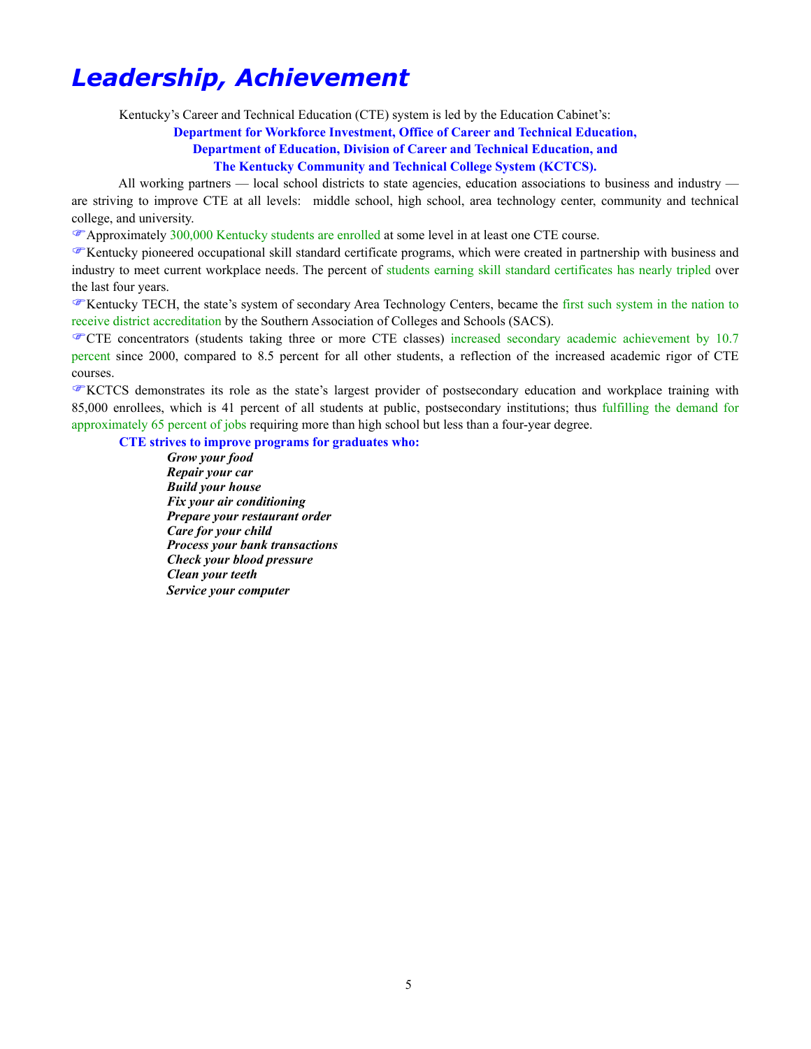# *Leadership, Achievement*

Kentucky's Career and Technical Education (CTE) system is led by the Education Cabinet's:

**Department for Workforce Investment, Office of Career and Technical Education,**
**Department of Education, Division of Career and Technical Education, and**
**The Kentucky Community and Technical College System (KCTCS).**

All working partners — local school districts to state agencies, education associations to business and industry — are striving to improve CTE at all levels: middle school, high school, area technology center, community and technical college, and university.

☞Approximately 300,000 Kentucky students are enrolled at some level in at least one CTE course.

☞Kentucky pioneered occupational skill standard certificate programs, which were created in partnership with business and industry to meet current workplace needs. The percent of students earning skill standard certificates has nearly tripled over the last four years.

☞Kentucky TECH, the state's system of secondary Area Technology Centers, became the first such system in the nation to receive district accreditation by the Southern Association of Colleges and Schools (SACS).

☞CTE concentrators (students taking three or more CTE classes) increased secondary academic achievement by 10.7 percent since 2000, compared to 8.5 percent for all other students, a reflection of the increased academic rigor of CTE courses.

☞KCTCS demonstrates its role as the state's largest provider of postsecondary education and workplace training with 85,000 enrollees, which is 41 percent of all students at public, postsecondary institutions; thus fulfilling the demand for approximately 65 percent of jobs requiring more than high school but less than a four-year degree.

**CTE strives to improve programs for graduates who:**

***Grow your food***
***Repair your car***
***Build your house***
***Fix your air conditioning***
***Prepare your restaurant order***
***Care for your child***
***Process your bank transactions***
***Check your blood pressure***
***Clean your teeth***
***Service your computer***